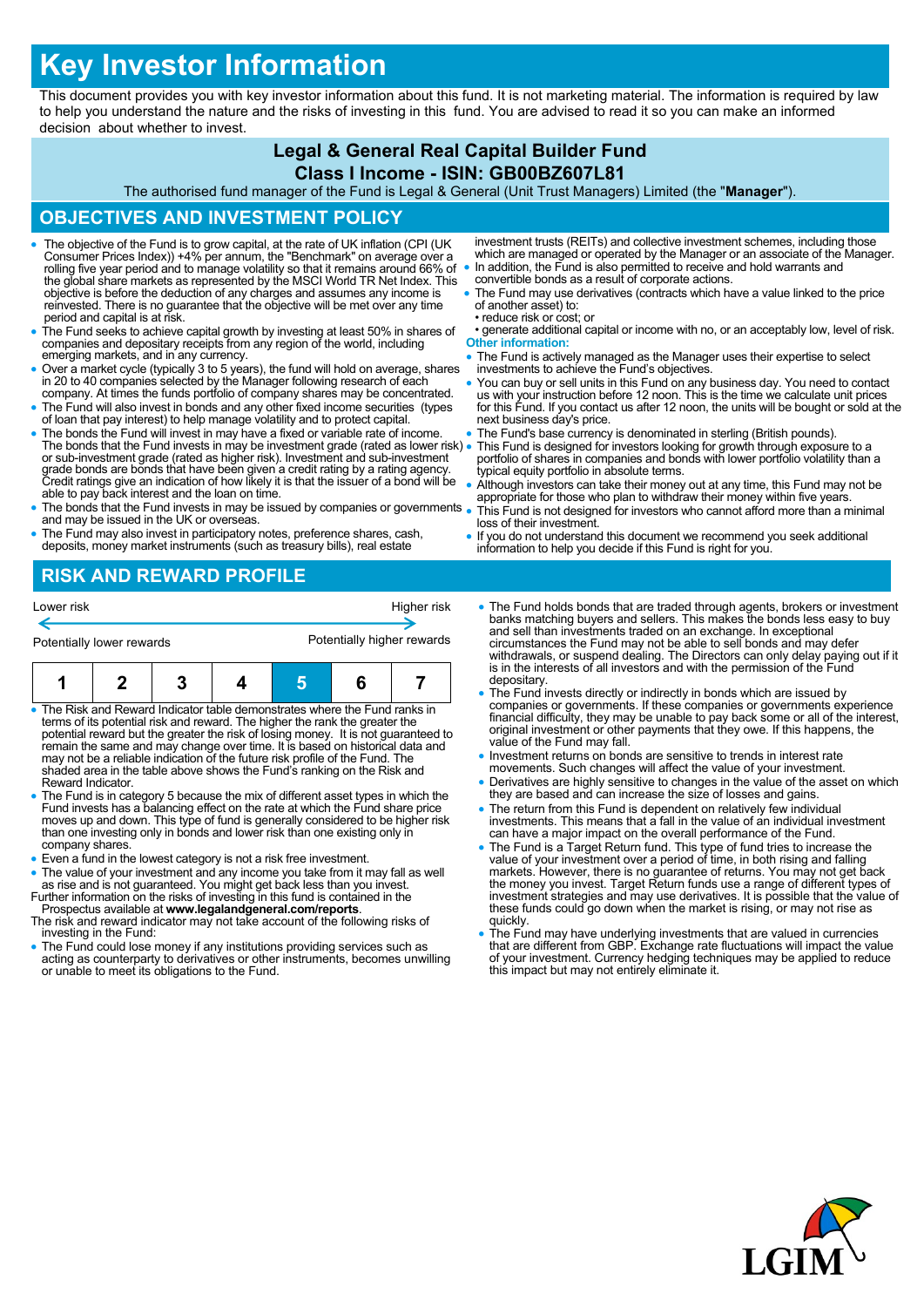# Key Investor Information

This document provides you with key investor information about this fund. It is not marketing material. The information is required by law to help you understand the nature and the risks of investing in this fund. You are advised to read it so you can make an informed decision about whether to invest.

## Legal & General Real Capital Builder Fund
## Class I Income - ISIN: GB00BZ607L81

The authorised fund manager of the Fund is Legal & General (Unit Trust Managers) Limited (the "**Manager**").

## OBJECTIVES AND INVESTMENT POLICY

- The objective of the Fund is to grow capital, at the rate of UK inflation (CPI (UK Consumer Prices Index)) +4% per annum, the "Benchmark" on average over a rolling five year period and to manage volatility so that it remains around 66% of the global share markets as represented by the MSCI World TR Net Index. This objective is before the deduction of any charges and assumes any income is reinvested. There is no guarantee that the objective will be met over any time period and capital is at risk.
- The Fund seeks to achieve capital growth by investing at least 50% in shares of companies and depositary receipts from any region of the world, including emerging markets, and in any currency.
- Over a market cycle (typically 3 to 5 years), the fund will hold on average, shares in 20 to 40 companies selected by the Manager following research of each company. At times the funds portfolio of company shares may be concentrated.
- The Fund will also invest in bonds and any other fixed income securities (types of loan that pay interest) to help manage volatility and to protect capital.
- The bonds the Fund will invest in may have a fixed or variable rate of income. The bonds that the Fund invests in may be investment grade (rated as lower risk) or sub-investment grade (rated as higher risk). Investment and sub-investment grade bonds are bonds that have been given a credit rating by a rating agency. Credit ratings give an indication of how likely it is that the issuer of a bond will be able to pay back interest and the loan on time.
- The bonds that the Fund invests in may be issued by companies or governments and may be issued in the UK or overseas.
- The Fund may also invest in participatory notes, preference shares, cash, deposits, money market instruments (such as treasury bills), real estate investment trusts (REITs) and collective investment schemes, including those which are managed or operated by the Manager or an associate of the Manager.
- In addition, the Fund is also permitted to receive and hold warrants and convertible bonds as a result of corporate actions.
- The Fund may use derivatives (contracts which have a value linked to the price of another asset) to:
  - reduce risk or cost; or
  - generate additional capital or income with no, or an acceptably low, level of risk.

**Other information:**

- The Fund is actively managed as the Manager uses their expertise to select investments to achieve the Fund's objectives.
- You can buy or sell units in this Fund on any business day. You need to contact us with your instruction before 12 noon. This is the time we calculate unit prices for this Fund. If you contact us after 12 noon, the units will be bought or sold at the next business day's price.
- The Fund's base currency is denominated in sterling (British pounds).
- This Fund is designed for investors looking for growth through exposure to a portfolio of shares in companies and bonds with lower portfolio volatility than a typical equity portfolio in absolute terms.
- Although investors can take their money out at any time, this Fund may not be appropriate for those who plan to withdraw their money within five years.
- This Fund is not designed for investors who cannot afford more than a minimal loss of their investment.
- If you do not understand this document we recommend you seek additional information to help you decide if this Fund is right for you.

## RISK AND REWARD PROFILE

Lower risk ← → Higher risk

Potentially lower rewards — Potentially higher rewards

| 1 | 2 | 3 | 4 | **5** | 6 | 7 |
|---|---|---|---|---|---|---|

- The Risk and Reward Indicator table demonstrates where the Fund ranks in terms of its potential risk and reward. The higher the rank the greater the potential reward but the greater the risk of losing money. It is not guaranteed to remain the same and may change over time. It is based on historical data and may not be a reliable indication of the future risk profile of the Fund. The shaded area in the table above shows the Fund's ranking on the Risk and Reward Indicator.
- The Fund is in category 5 because the mix of different asset types in which the Fund invests has a balancing effect on the rate at which the Fund share price moves up and down. This type of fund is generally considered to be higher risk than one investing only in bonds and lower risk than one existing only in company shares.
- Even a fund in the lowest category is not a risk free investment.
- The value of your investment and any income you take from it may fall as well as rise and is not guaranteed. You might get back less than you invest.

Further information on the risks of investing in this fund is contained in the Prospectus available at **www.legalandgeneral.com/reports**.

The risk and reward indicator may not take account of the following risks of investing in the Fund:

- The Fund could lose money if any institutions providing services such as acting as counterparty to derivatives or other instruments, becomes unwilling or unable to meet its obligations to the Fund.
- The Fund holds bonds that are traded through agents, brokers or investment banks matching buyers and sellers. This makes the bonds less easy to buy and sell than investments traded on an exchange. In exceptional circumstances the Fund may not be able to sell bonds and may defer withdrawals, or suspend dealing. The Directors can only delay paying out if it is in the interests of all investors and with the permission of the Fund depositary.
- The Fund invests directly or indirectly in bonds which are issued by companies or governments. If these companies or governments experience financial difficulty, they may be unable to pay back some or all of the interest, original investment or other payments that they owe. If this happens, the value of the Fund may fall.
- Investment returns on bonds are sensitive to trends in interest rate movements. Such changes will affect the value of your investment.
- Derivatives are highly sensitive to changes in the value of the asset on which they are based and can increase the size of losses and gains.
- The return from this Fund is dependent on relatively few individual investments. This means that a fall in the value of an individual investment can have a major impact on the overall performance of the Fund.
- The Fund is a Target Return fund. This type of fund tries to increase the value of your investment over a period of time, in both rising and falling markets. However, there is no guarantee of returns. You may not get back the money you invest. Target Return funds use a range of different types of investment strategies and may use derivatives. It is possible that the value of these funds could go down when the market is rising, or may not rise as quickly.
- The Fund may have underlying investments that are valued in currencies that are different from GBP. Exchange rate fluctuations will impact the value of your investment. Currency hedging techniques may be applied to reduce this impact but may not entirely eliminate it.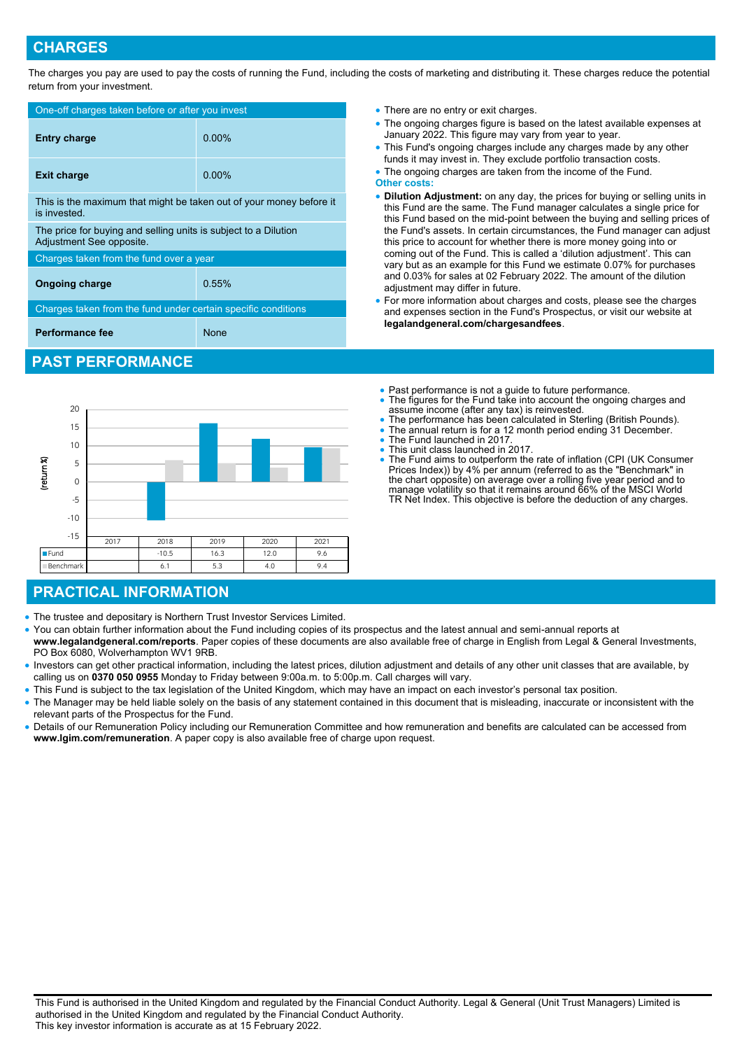## CHARGES

The charges you pay are used to pay the costs of running the Fund, including the costs of marketing and distributing it. These charges reduce the potential return from your investment.

| One-off charges taken before or after you invest | |
|---|---|
| **Entry charge** | 0.00% |
| **Exit charge** | 0.00% |
| This is the maximum that might be taken out of your money before it is invested. | |
| The price for buying and selling units is subject to a Dilution Adjustment See opposite. | |
| Charges taken from the fund over a year | |
| **Ongoing charge** | 0.55% |
| Charges taken from the fund under certain specific conditions | |
| **Performance fee** | None |

- There are no entry or exit charges.
- The ongoing charges figure is based on the latest available expenses at January 2022. This figure may vary from year to year.
- This Fund's ongoing charges include any charges made by any other funds it may invest in. They exclude portfolio transaction costs.
- The ongoing charges are taken from the income of the Fund.

**Other costs:**

- **Dilution Adjustment:** on any day, the prices for buying or selling units in this Fund are the same. The Fund manager calculates a single price for this Fund based on the mid-point between the buying and selling prices of the Fund's assets. In certain circumstances, the Fund manager can adjust this price to account for whether there is more money going into or coming out of the Fund. This is called a 'dilution adjustment'. This can vary but as an example for this Fund we estimate 0.07% for purchases and 0.03% for sales at 02 February 2022. The amount of the dilution adjustment may differ in future.
- For more information about charges and costs, please see the charges and expenses section in the Fund's Prospectus, or visit our website at **legalandgeneral.com/chargesandfees**.

## PAST PERFORMANCE

(return %)

20
15
10
5
0
-5
-10
-15

2017 2018 2019 2020 2021

Fund -10.5 16.3 12.0 9.6

Benchmark 6.1 5.3 4.0 9.4

- Past performance is not a guide to future performance.
- The figures for the Fund take into account the ongoing charges and assume income (after any tax) is reinvested.
- The performance has been calculated in Sterling (British Pounds).
- The annual return is for a 12 month period ending 31 December.
- The Fund launched in 2017.
- This unit class launched in 2017.
- The Fund aims to outperform the rate of inflation (CPI (UK Consumer Prices Index)) by 4% per annum (referred to as the "Benchmark" in the chart opposite) on average over a rolling five year period and to manage volatility so that it remains around 66% of the MSCI World TR Net Index. This objective is before the deduction of any charges.

## PRACTICAL INFORMATION

- The trustee and depositary is Northern Trust Investor Services Limited.
- You can obtain further information about the Fund including copies of its prospectus and the latest annual and semi-annual reports at **www.legalandgeneral.com/reports**. Paper copies of these documents are also available free of charge in English from Legal & General Investments, PO Box 6080, Wolverhampton WV1 9RB.
- Investors can get other practical information, including the latest prices, dilution adjustment and details of any other unit classes that are available, by calling us on **0370 050 0955** Monday to Friday between 9:00a.m. to 5:00p.m. Call charges will vary.
- This Fund is subject to the tax legislation of the United Kingdom, which may have an impact on each investor's personal tax position.
- The Manager may be held liable solely on the basis of any statement contained in this document that is misleading, inaccurate or inconsistent with the relevant parts of the Prospectus for the Fund.
- Details of our Remuneration Policy including our Remuneration Committee and how remuneration and benefits are calculated can be accessed from **www.lgim.com/remuneration**. A paper copy is also available free of charge upon request.

This Fund is authorised in the United Kingdom and regulated by the Financial Conduct Authority. Legal & General (Unit Trust Managers) Limited is authorised in the United Kingdom and regulated by the Financial Conduct Authority.
This key investor information is accurate as at 15 February 2022.